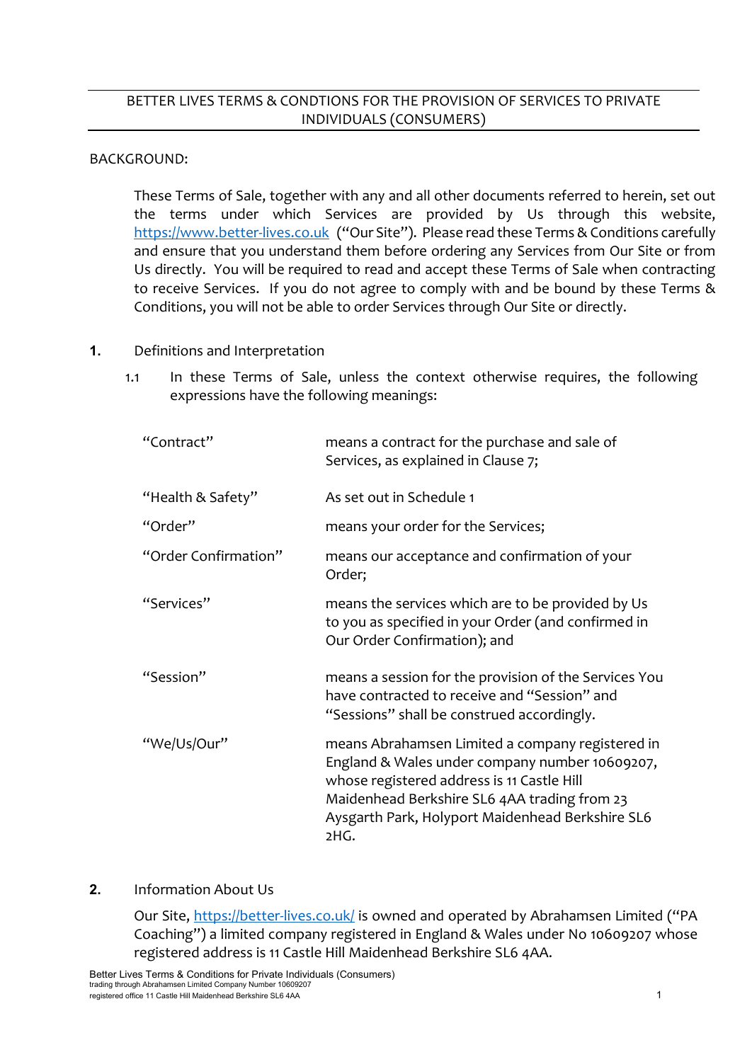# BETTER LIVES TERMS & CONDTIONS FOR THE PROVISION OF SERVICES TO PRIVATE INDIVIDUALS (CONSUMERS)

BACKGROUND:

These Terms of Sale, together with any and all other documents referred to herein, set out the terms under which Services are provided by Us through this website, [https://www.better-lives.co.uk](https://www.better-lives.co.uk) ("Our Site"). Please read these Terms & Conditions carefully and ensure that you understand them before ordering any Services from Our Site or from Us directly. You will be required to read and accept these Terms of Sale when contracting to receive Services. If you do not agree to comply with and be bound by these Terms & Conditions, you will not be able to order Services through Our Site or directly.

## 1. Definitions and Interpretation

1.1 In these Terms of Sale, unless the context otherwise requires, the following expressions have the following meanings:

| | |
|---|---|
| "Contract" | means a contract for the purchase and sale of Services, as explained in Clause 7; |
| "Health & Safety" | As set out in Schedule 1 |
| "Order" | means your order for the Services; |
| "Order Confirmation" | means our acceptance and confirmation of your Order; |
| "Services" | means the services which are to be provided by Us to you as specified in your Order (and confirmed in Our Order Confirmation); and |
| "Session" | means a session for the provision of the Services You have contracted to receive and "Session" and "Sessions" shall be construed accordingly. |
| "We/Us/Our" | means Abrahamsen Limited a company registered in England & Wales under company number 10609207, whose registered address is 11 Castle Hill Maidenhead Berkshire SL6 4AA trading from 23 Aysgarth Park, Holyport Maidenhead Berkshire SL6 2HG. |

## 2. Information About Us

Our Site, [https://better-lives.co.uk/](https://better-lives.co.uk/) is owned and operated by Abrahamsen Limited ("PA Coaching") a limited company registered in England & Wales under No 10609207 whose registered address is 11 Castle Hill Maidenhead Berkshire SL6 4AA.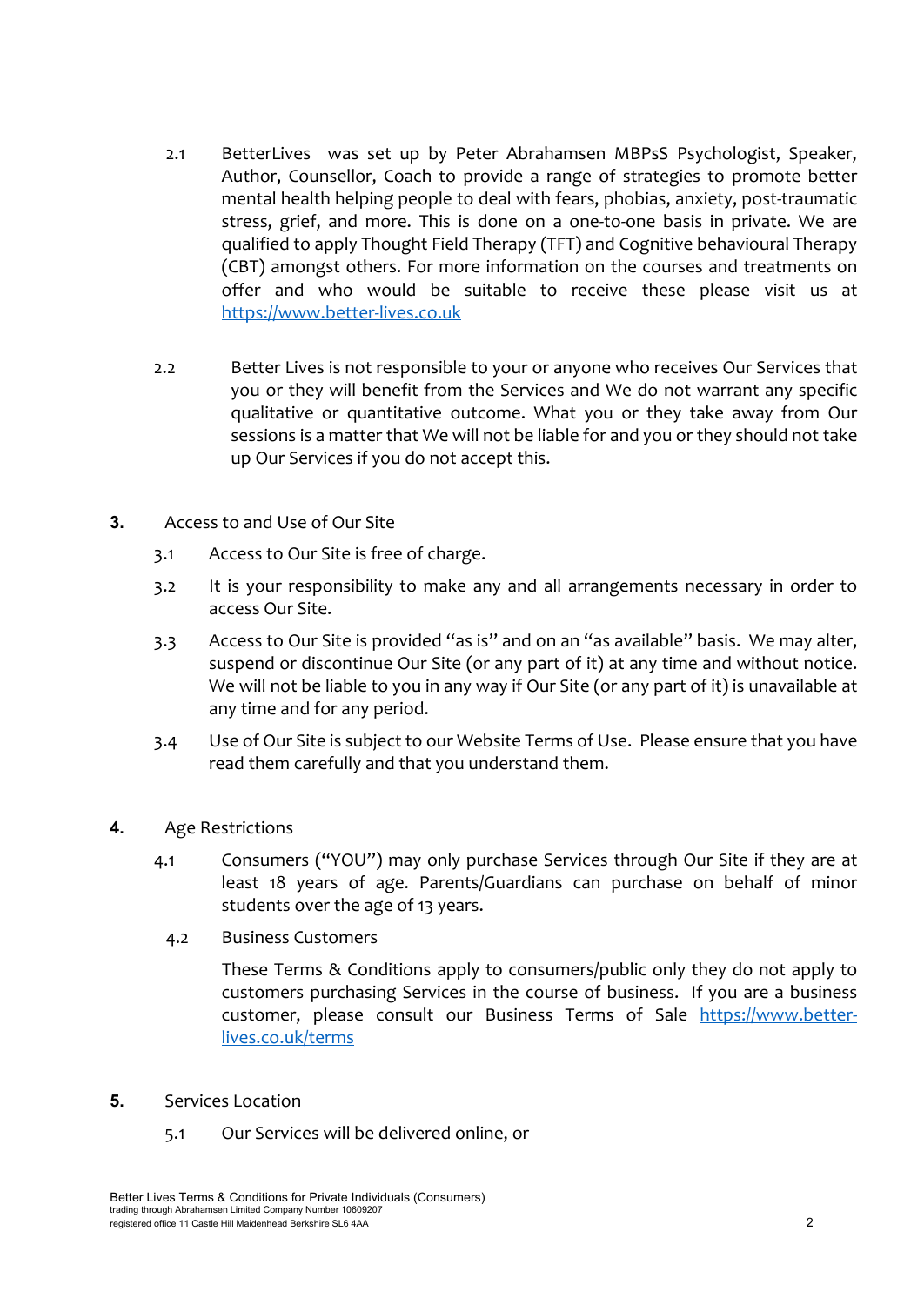2.1 BetterLives was set up by Peter Abrahamsen MBPsS Psychologist, Speaker, Author, Counsellor, Coach to provide a range of strategies to promote better mental health helping people to deal with fears, phobias, anxiety, post-traumatic stress, grief, and more. This is done on a one-to-one basis in private. We are qualified to apply Thought Field Therapy (TFT) and Cognitive behavioural Therapy (CBT) amongst others. For more information on the courses and treatments on offer and who would be suitable to receive these please visit us at https://www.better-lives.co.uk

2.2 Better Lives is not responsible to your or anyone who receives Our Services that you or they will benefit from the Services and We do not warrant any specific qualitative or quantitative outcome. What you or they take away from Our sessions is a matter that We will not be liable for and you or they should not take up Our Services if you do not accept this.

**3.** Access to and Use of Our Site

3.1 Access to Our Site is free of charge.

3.2 It is your responsibility to make any and all arrangements necessary in order to access Our Site.

3.3 Access to Our Site is provided "as is" and on an "as available" basis. We may alter, suspend or discontinue Our Site (or any part of it) at any time and without notice. We will not be liable to you in any way if Our Site (or any part of it) is unavailable at any time and for any period.

3.4 Use of Our Site is subject to our Website Terms of Use. Please ensure that you have read them carefully and that you understand them.

**4.** Age Restrictions

4.1 Consumers ("YOU") may only purchase Services through Our Site if they are at least 18 years of age. Parents/Guardians can purchase on behalf of minor students over the age of 13 years.

4.2 Business Customers

These Terms & Conditions apply to consumers/public only they do not apply to customers purchasing Services in the course of business. If you are a business customer, please consult our Business Terms of Sale https://www.better-lives.co.uk/terms

**5.** Services Location

5.1 Our Services will be delivered online, or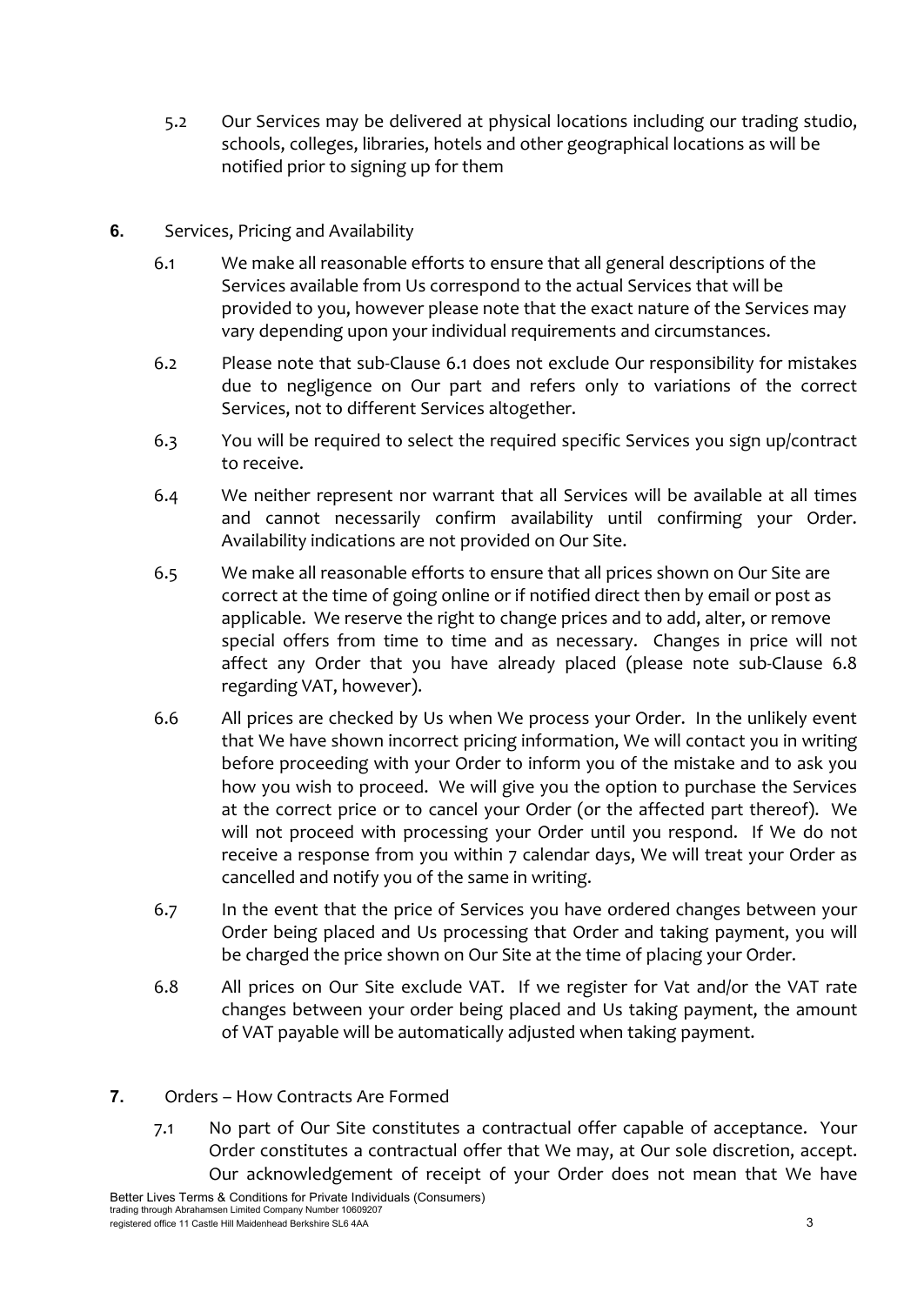5.2 Our Services may be delivered at physical locations including our trading studio, schools, colleges, libraries, hotels and other geographical locations as will be notified prior to signing up for them

**6.** Services, Pricing and Availability

6.1 We make all reasonable efforts to ensure that all general descriptions of the Services available from Us correspond to the actual Services that will be provided to you, however please note that the exact nature of the Services may vary depending upon your individual requirements and circumstances.

6.2 Please note that sub-Clause 6.1 does not exclude Our responsibility for mistakes due to negligence on Our part and refers only to variations of the correct Services, not to different Services altogether.

6.3 You will be required to select the required specific Services you sign up/contract to receive.

6.4 We neither represent nor warrant that all Services will be available at all times and cannot necessarily confirm availability until confirming your Order. Availability indications are not provided on Our Site.

6.5 We make all reasonable efforts to ensure that all prices shown on Our Site are correct at the time of going online or if notified direct then by email or post as applicable. We reserve the right to change prices and to add, alter, or remove special offers from time to time and as necessary. Changes in price will not affect any Order that you have already placed (please note sub-Clause 6.8 regarding VAT, however).

6.6 All prices are checked by Us when We process your Order. In the unlikely event that We have shown incorrect pricing information, We will contact you in writing before proceeding with your Order to inform you of the mistake and to ask you how you wish to proceed. We will give you the option to purchase the Services at the correct price or to cancel your Order (or the affected part thereof). We will not proceed with processing your Order until you respond. If We do not receive a response from you within 7 calendar days, We will treat your Order as cancelled and notify you of the same in writing.

6.7 In the event that the price of Services you have ordered changes between your Order being placed and Us processing that Order and taking payment, you will be charged the price shown on Our Site at the time of placing your Order.

6.8 All prices on Our Site exclude VAT. If we register for Vat and/or the VAT rate changes between your order being placed and Us taking payment, the amount of VAT payable will be automatically adjusted when taking payment.

**7.** Orders – How Contracts Are Formed

7.1 No part of Our Site constitutes a contractual offer capable of acceptance. Your Order constitutes a contractual offer that We may, at Our sole discretion, accept. Our acknowledgement of receipt of your Order does not mean that We have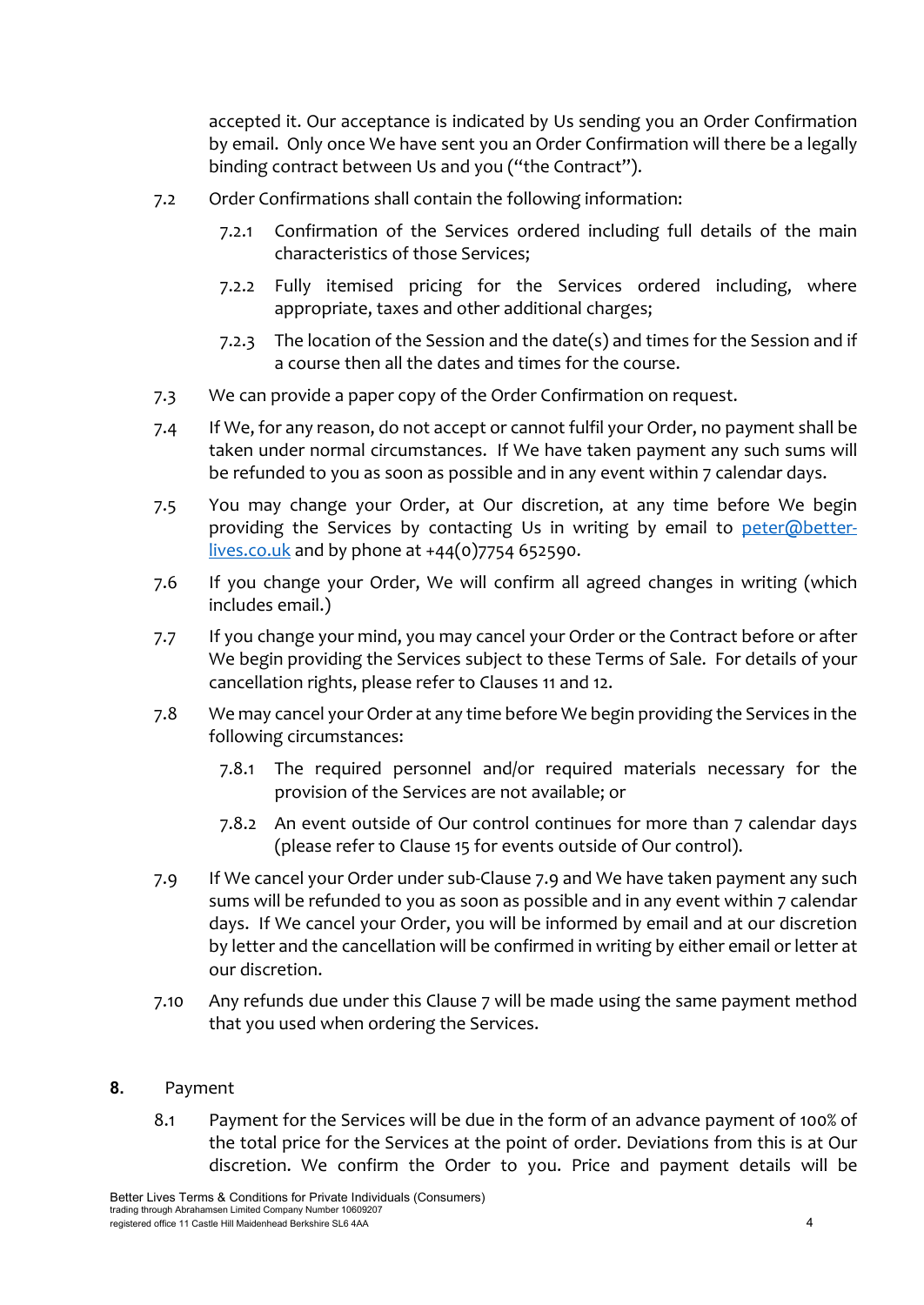accepted it. Our acceptance is indicated by Us sending you an Order Confirmation by email. Only once We have sent you an Order Confirmation will there be a legally binding contract between Us and you ("the Contract").

7.2 Order Confirmations shall contain the following information:

7.2.1 Confirmation of the Services ordered including full details of the main characteristics of those Services;

7.2.2 Fully itemised pricing for the Services ordered including, where appropriate, taxes and other additional charges;

7.2.3 The location of the Session and the date(s) and times for the Session and if a course then all the dates and times for the course.

7.3 We can provide a paper copy of the Order Confirmation on request.

7.4 If We, for any reason, do not accept or cannot fulfil your Order, no payment shall be taken under normal circumstances. If We have taken payment any such sums will be refunded to you as soon as possible and in any event within 7 calendar days.

7.5 You may change your Order, at Our discretion, at any time before We begin providing the Services by contacting Us in writing by email to [peter@better-lives.co.uk](mailto:peter@better-lives.co.uk) and by phone at +44(0)7754 652590.

7.6 If you change your Order, We will confirm all agreed changes in writing (which includes email.)

7.7 If you change your mind, you may cancel your Order or the Contract before or after We begin providing the Services subject to these Terms of Sale. For details of your cancellation rights, please refer to Clauses 11 and 12.

7.8 We may cancel your Order at any time before We begin providing the Services in the following circumstances:

7.8.1 The required personnel and/or required materials necessary for the provision of the Services are not available; or

7.8.2 An event outside of Our control continues for more than 7 calendar days (please refer to Clause 15 for events outside of Our control).

7.9 If We cancel your Order under sub-Clause 7.9 and We have taken payment any such sums will be refunded to you as soon as possible and in any event within 7 calendar days. If We cancel your Order, you will be informed by email and at our discretion by letter and the cancellation will be confirmed in writing by either email or letter at our discretion.

7.10 Any refunds due under this Clause 7 will be made using the same payment method that you used when ordering the Services.

## 8. Payment

8.1 Payment for the Services will be due in the form of an advance payment of 100% of the total price for the Services at the point of order. Deviations from this is at Our discretion. We confirm the Order to you. Price and payment details will be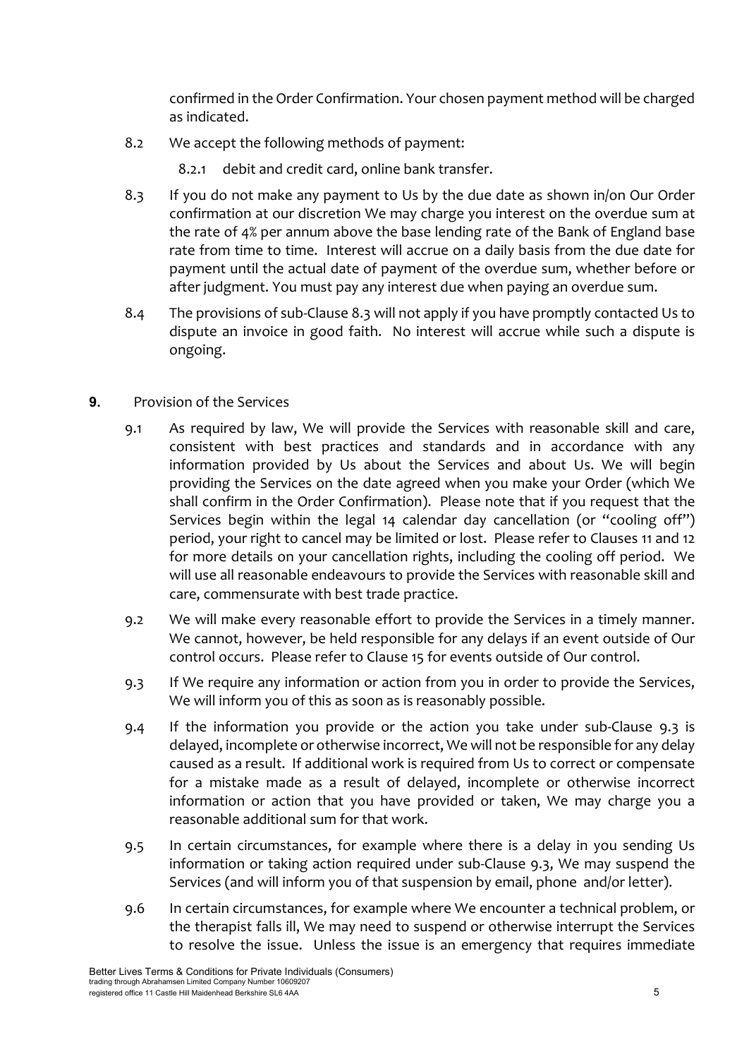confirmed in the Order Confirmation. Your chosen payment method will be charged as indicated.

8.2 We accept the following methods of payment:

  8.2.1 debit and credit card, online bank transfer.

8.3 If you do not make any payment to Us by the due date as shown in/on Our Order confirmation at our discretion We may charge you interest on the overdue sum at the rate of 4% per annum above the base lending rate of the Bank of England base rate from time to time. Interest will accrue on a daily basis from the due date for payment until the actual date of payment of the overdue sum, whether before or after judgment. You must pay any interest due when paying an overdue sum.

8.4 The provisions of sub-Clause 8.3 will not apply if you have promptly contacted Us to dispute an invoice in good faith. No interest will accrue while such a dispute is ongoing.

**9.** Provision of the Services

9.1 As required by law, We will provide the Services with reasonable skill and care, consistent with best practices and standards and in accordance with any information provided by Us about the Services and about Us. We will begin providing the Services on the date agreed when you make your Order (which We shall confirm in the Order Confirmation). Please note that if you request that the Services begin within the legal 14 calendar day cancellation (or "cooling off") period, your right to cancel may be limited or lost. Please refer to Clauses 11 and 12 for more details on your cancellation rights, including the cooling off period. We will use all reasonable endeavours to provide the Services with reasonable skill and care, commensurate with best trade practice.

9.2 We will make every reasonable effort to provide the Services in a timely manner. We cannot, however, be held responsible for any delays if an event outside of Our control occurs. Please refer to Clause 15 for events outside of Our control.

9.3 If We require any information or action from you in order to provide the Services, We will inform you of this as soon as is reasonably possible.

9.4 If the information you provide or the action you take under sub-Clause 9.3 is delayed, incomplete or otherwise incorrect, We will not be responsible for any delay caused as a result. If additional work is required from Us to correct or compensate for a mistake made as a result of delayed, incomplete or otherwise incorrect information or action that you have provided or taken, We may charge you a reasonable additional sum for that work.

9.5 In certain circumstances, for example where there is a delay in you sending Us information or taking action required under sub-Clause 9.3, We may suspend the Services (and will inform you of that suspension by email, phone and/or letter).

9.6 In certain circumstances, for example where We encounter a technical problem, or the therapist falls ill, We may need to suspend or otherwise interrupt the Services to resolve the issue. Unless the issue is an emergency that requires immediate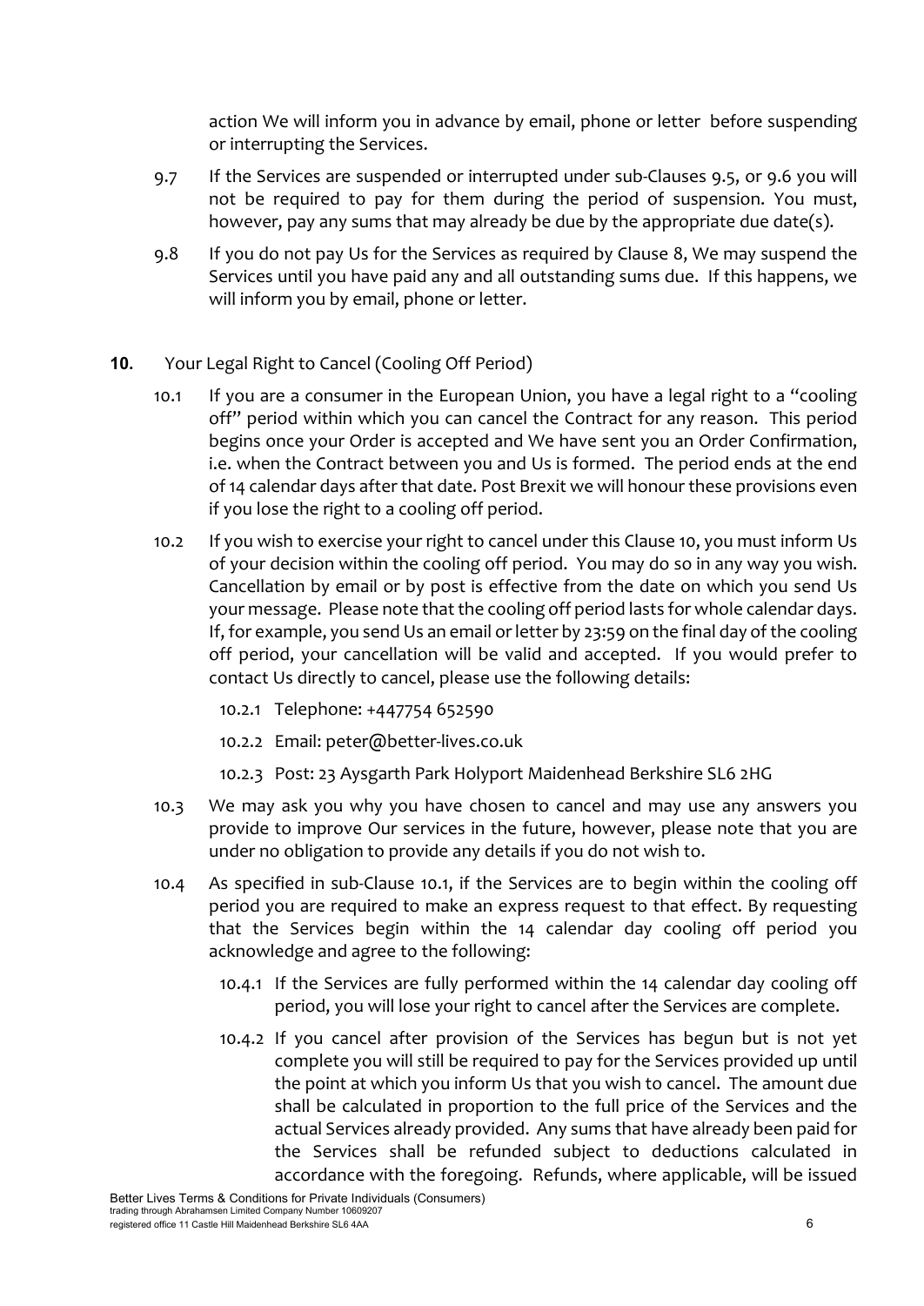action We will inform you in advance by email, phone or letter before suspending or interrupting the Services.

9.7 If the Services are suspended or interrupted under sub-Clauses 9.5, or 9.6 you will not be required to pay for them during the period of suspension. You must, however, pay any sums that may already be due by the appropriate due date(s).

9.8 If you do not pay Us for the Services as required by Clause 8, We may suspend the Services until you have paid any and all outstanding sums due. If this happens, we will inform you by email, phone or letter.

**10.** Your Legal Right to Cancel (Cooling Off Period)

10.1 If you are a consumer in the European Union, you have a legal right to a "cooling off" period within which you can cancel the Contract for any reason. This period begins once your Order is accepted and We have sent you an Order Confirmation, i.e. when the Contract between you and Us is formed. The period ends at the end of 14 calendar days after that date. Post Brexit we will honour these provisions even if you lose the right to a cooling off period.

10.2 If you wish to exercise your right to cancel under this Clause 10, you must inform Us of your decision within the cooling off period. You may do so in any way you wish. Cancellation by email or by post is effective from the date on which you send Us your message. Please note that the cooling off period lasts for whole calendar days. If, for example, you send Us an email or letter by 23:59 on the final day of the cooling off period, your cancellation will be valid and accepted. If you would prefer to contact Us directly to cancel, please use the following details:

10.2.1 Telephone: +447754 652590

10.2.2 Email: peter@better-lives.co.uk

10.2.3 Post: 23 Aysgarth Park Holyport Maidenhead Berkshire SL6 2HG

10.3 We may ask you why you have chosen to cancel and may use any answers you provide to improve Our services in the future, however, please note that you are under no obligation to provide any details if you do not wish to.

10.4 As specified in sub-Clause 10.1, if the Services are to begin within the cooling off period you are required to make an express request to that effect. By requesting that the Services begin within the 14 calendar day cooling off period you acknowledge and agree to the following:

10.4.1 If the Services are fully performed within the 14 calendar day cooling off period, you will lose your right to cancel after the Services are complete.

10.4.2 If you cancel after provision of the Services has begun but is not yet complete you will still be required to pay for the Services provided up until the point at which you inform Us that you wish to cancel. The amount due shall be calculated in proportion to the full price of the Services and the actual Services already provided. Any sums that have already been paid for the Services shall be refunded subject to deductions calculated in accordance with the foregoing. Refunds, where applicable, will be issued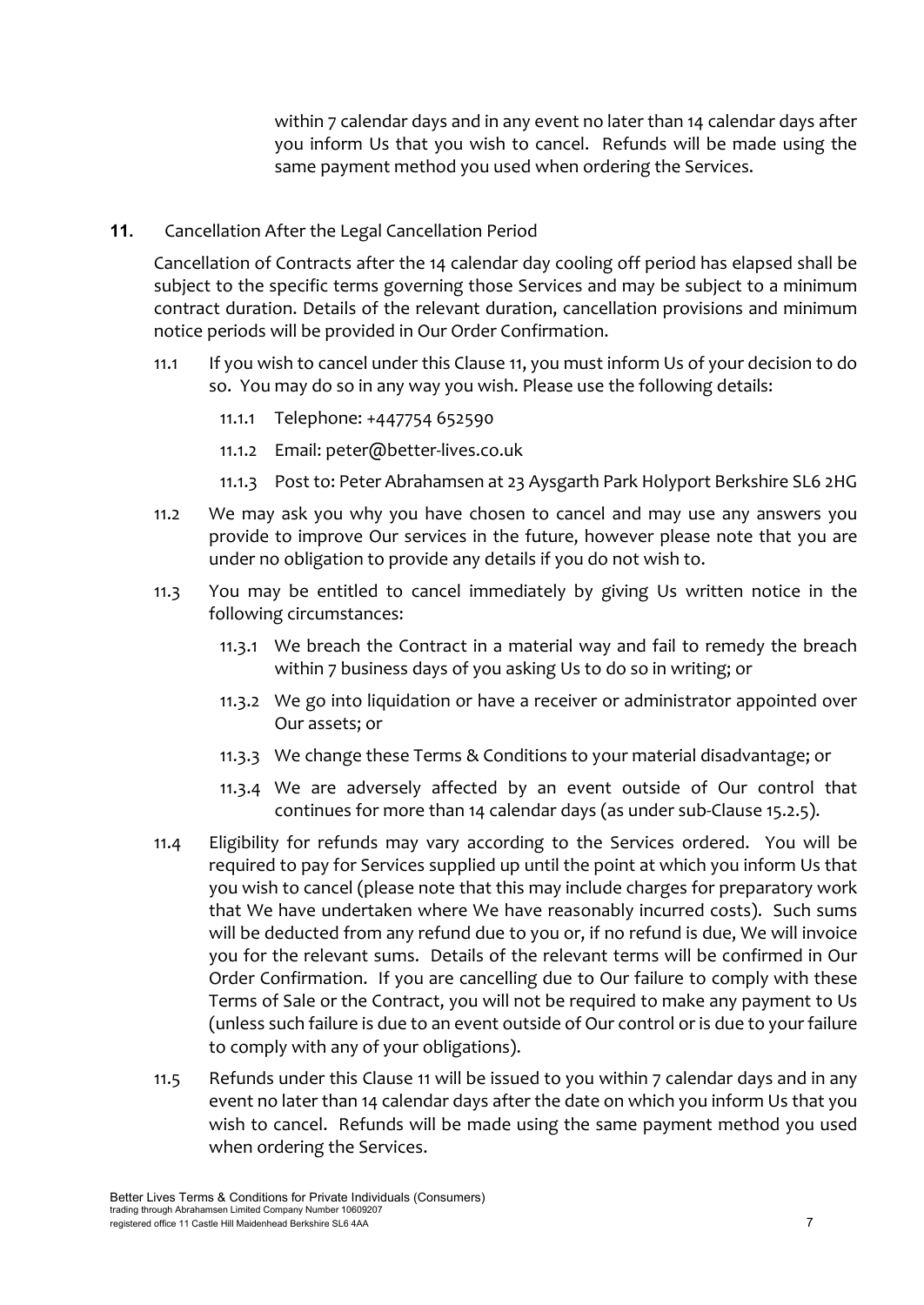within 7 calendar days and in any event no later than 14 calendar days after you inform Us that you wish to cancel. Refunds will be made using the same payment method you used when ordering the Services.

**11.** Cancellation After the Legal Cancellation Period

Cancellation of Contracts after the 14 calendar day cooling off period has elapsed shall be subject to the specific terms governing those Services and may be subject to a minimum contract duration. Details of the relevant duration, cancellation provisions and minimum notice periods will be provided in Our Order Confirmation.

11.1 If you wish to cancel under this Clause 11, you must inform Us of your decision to do so. You may do so in any way you wish. Please use the following details:

11.1.1 Telephone: +447754 652590

11.1.2 Email: peter@better-lives.co.uk

11.1.3 Post to: Peter Abrahamsen at 23 Aysgarth Park Holyport Berkshire SL6 2HG

11.2 We may ask you why you have chosen to cancel and may use any answers you provide to improve Our services in the future, however please note that you are under no obligation to provide any details if you do not wish to.

11.3 You may be entitled to cancel immediately by giving Us written notice in the following circumstances:

11.3.1 We breach the Contract in a material way and fail to remedy the breach within 7 business days of you asking Us to do so in writing; or

11.3.2 We go into liquidation or have a receiver or administrator appointed over Our assets; or

11.3.3 We change these Terms & Conditions to your material disadvantage; or

11.3.4 We are adversely affected by an event outside of Our control that continues for more than 14 calendar days (as under sub-Clause 15.2.5).

11.4 Eligibility for refunds may vary according to the Services ordered. You will be required to pay for Services supplied up until the point at which you inform Us that you wish to cancel (please note that this may include charges for preparatory work that We have undertaken where We have reasonably incurred costs). Such sums will be deducted from any refund due to you or, if no refund is due, We will invoice you for the relevant sums. Details of the relevant terms will be confirmed in Our Order Confirmation. If you are cancelling due to Our failure to comply with these Terms of Sale or the Contract, you will not be required to make any payment to Us (unless such failure is due to an event outside of Our control or is due to your failure to comply with any of your obligations).

11.5 Refunds under this Clause 11 will be issued to you within 7 calendar days and in any event no later than 14 calendar days after the date on which you inform Us that you wish to cancel. Refunds will be made using the same payment method you used when ordering the Services.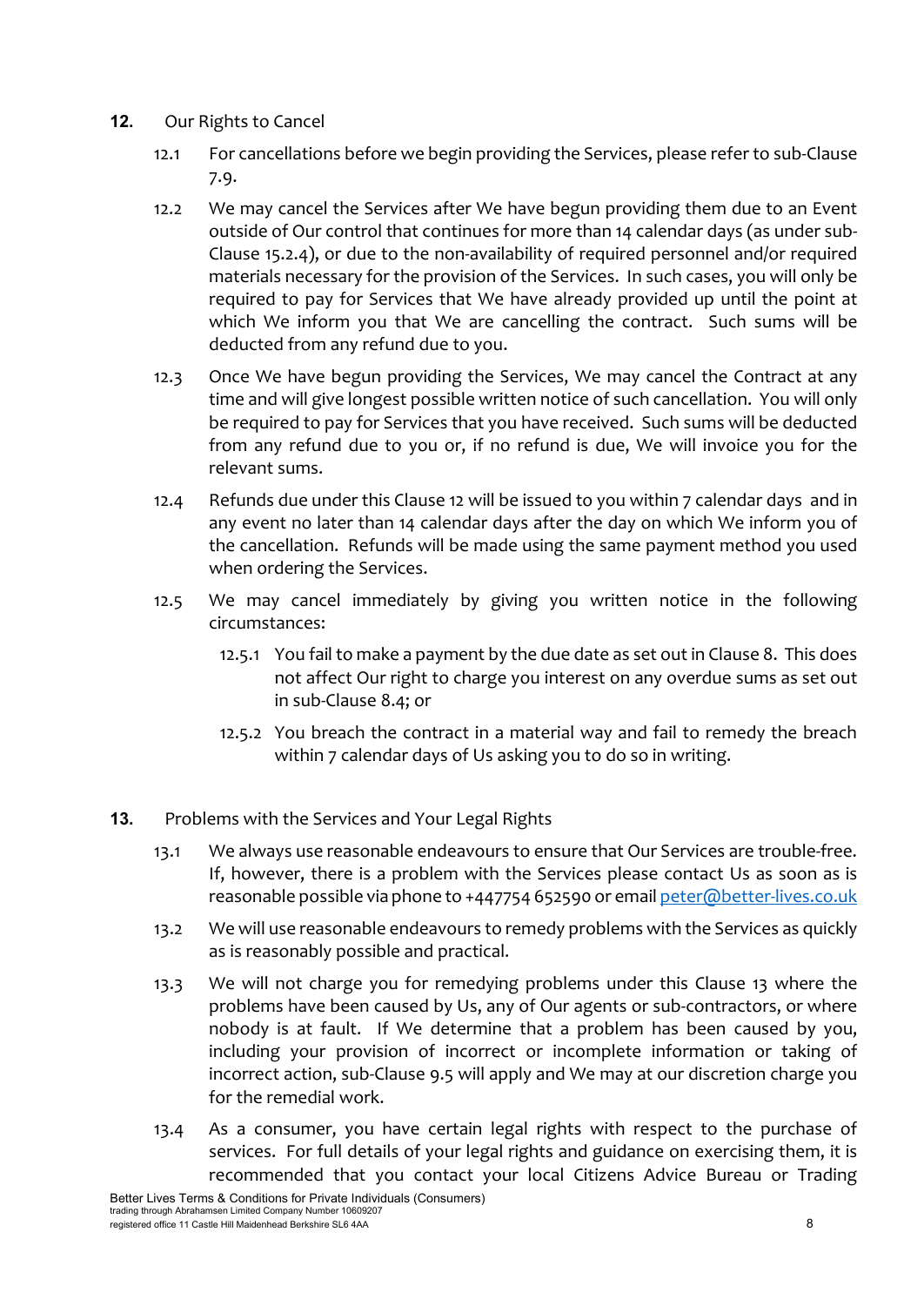## 12. Our Rights to Cancel

12.1 For cancellations before we begin providing the Services, please refer to sub-Clause 7.9.

12.2 We may cancel the Services after We have begun providing them due to an Event outside of Our control that continues for more than 14 calendar days (as under sub-Clause 15.2.4), or due to the non-availability of required personnel and/or required materials necessary for the provision of the Services. In such cases, you will only be required to pay for Services that We have already provided up until the point at which We inform you that We are cancelling the contract. Such sums will be deducted from any refund due to you.

12.3 Once We have begun providing the Services, We may cancel the Contract at any time and will give longest possible written notice of such cancellation. You will only be required to pay for Services that you have received. Such sums will be deducted from any refund due to you or, if no refund is due, We will invoice you for the relevant sums.

12.4 Refunds due under this Clause 12 will be issued to you within 7 calendar days and in any event no later than 14 calendar days after the day on which We inform you of the cancellation. Refunds will be made using the same payment method you used when ordering the Services.

12.5 We may cancel immediately by giving you written notice in the following circumstances:

12.5.1 You fail to make a payment by the due date as set out in Clause 8. This does not affect Our right to charge you interest on any overdue sums as set out in sub-Clause 8.4; or

12.5.2 You breach the contract in a material way and fail to remedy the breach within 7 calendar days of Us asking you to do so in writing.

## 13. Problems with the Services and Your Legal Rights

13.1 We always use reasonable endeavours to ensure that Our Services are trouble-free. If, however, there is a problem with the Services please contact Us as soon as is reasonable possible via phone to +447754 652590 or email peter@better-lives.co.uk

13.2 We will use reasonable endeavours to remedy problems with the Services as quickly as is reasonably possible and practical.

13.3 We will not charge you for remedying problems under this Clause 13 where the problems have been caused by Us, any of Our agents or sub-contractors, or where nobody is at fault. If We determine that a problem has been caused by you, including your provision of incorrect or incomplete information or taking of incorrect action, sub-Clause 9.5 will apply and We may at our discretion charge you for the remedial work.

13.4 As a consumer, you have certain legal rights with respect to the purchase of services. For full details of your legal rights and guidance on exercising them, it is recommended that you contact your local Citizens Advice Bureau or Trading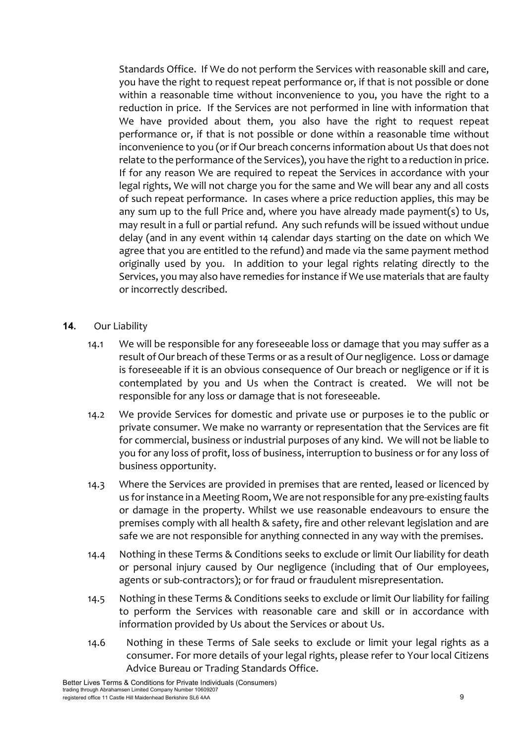Standards Office. If We do not perform the Services with reasonable skill and care, you have the right to request repeat performance or, if that is not possible or done within a reasonable time without inconvenience to you, you have the right to a reduction in price. If the Services are not performed in line with information that We have provided about them, you also have the right to request repeat performance or, if that is not possible or done within a reasonable time without inconvenience to you (or if Our breach concerns information about Us that does not relate to the performance of the Services), you have the right to a reduction in price. If for any reason We are required to repeat the Services in accordance with your legal rights, We will not charge you for the same and We will bear any and all costs of such repeat performance. In cases where a price reduction applies, this may be any sum up to the full Price and, where you have already made payment(s) to Us, may result in a full or partial refund. Any such refunds will be issued without undue delay (and in any event within 14 calendar days starting on the date on which We agree that you are entitled to the refund) and made via the same payment method originally used by you. In addition to your legal rights relating directly to the Services, you may also have remedies for instance if We use materials that are faulty or incorrectly described.

**14.** Our Liability

14.1 We will be responsible for any foreseeable loss or damage that you may suffer as a result of Our breach of these Terms or as a result of Our negligence. Loss or damage is foreseeable if it is an obvious consequence of Our breach or negligence or if it is contemplated by you and Us when the Contract is created. We will not be responsible for any loss or damage that is not foreseeable.

14.2 We provide Services for domestic and private use or purposes ie to the public or private consumer. We make no warranty or representation that the Services are fit for commercial, business or industrial purposes of any kind. We will not be liable to you for any loss of profit, loss of business, interruption to business or for any loss of business opportunity.

14.3 Where the Services are provided in premises that are rented, leased or licenced by us for instance in a Meeting Room, We are not responsible for any pre-existing faults or damage in the property. Whilst we use reasonable endeavours to ensure the premises comply with all health & safety, fire and other relevant legislation and are safe we are not responsible for anything connected in any way with the premises.

14.4 Nothing in these Terms & Conditions seeks to exclude or limit Our liability for death or personal injury caused by Our negligence (including that of Our employees, agents or sub-contractors); or for fraud or fraudulent misrepresentation.

14.5 Nothing in these Terms & Conditions seeks to exclude or limit Our liability for failing to perform the Services with reasonable care and skill or in accordance with information provided by Us about the Services or about Us.

14.6 Nothing in these Terms of Sale seeks to exclude or limit your legal rights as a consumer. For more details of your legal rights, please refer to Your local Citizens Advice Bureau or Trading Standards Office.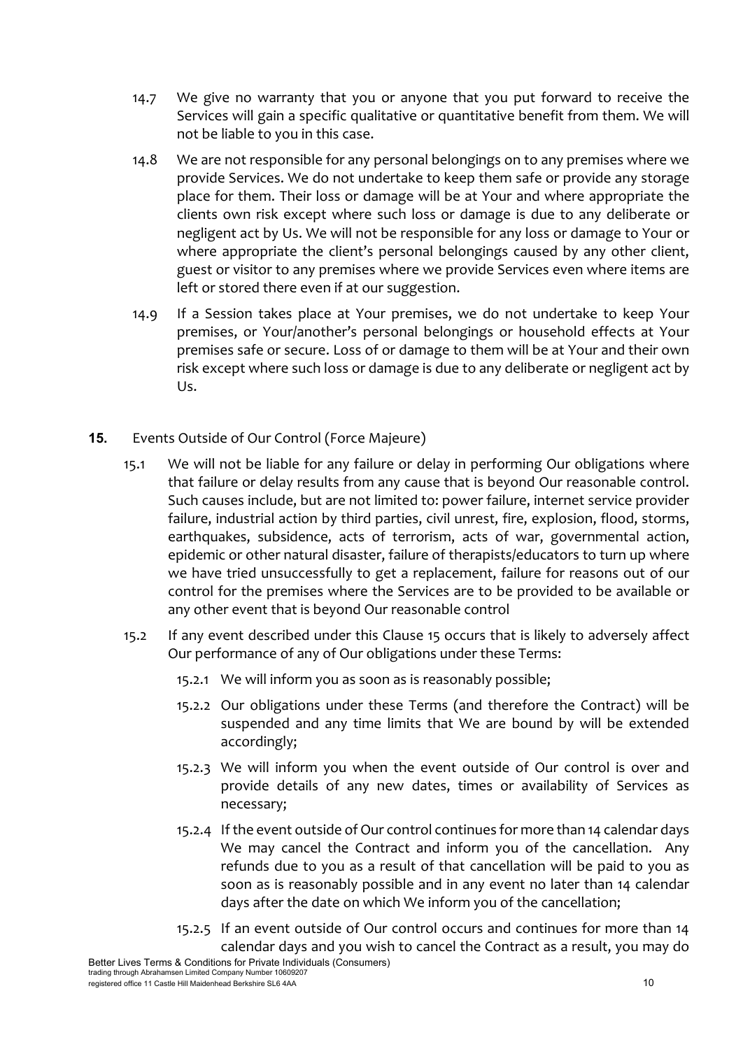14.7 We give no warranty that you or anyone that you put forward to receive the Services will gain a specific qualitative or quantitative benefit from them. We will not be liable to you in this case.

14.8 We are not responsible for any personal belongings on to any premises where we provide Services. We do not undertake to keep them safe or provide any storage place for them. Their loss or damage will be at Your and where appropriate the clients own risk except where such loss or damage is due to any deliberate or negligent act by Us. We will not be responsible for any loss or damage to Your or where appropriate the client's personal belongings caused by any other client, guest or visitor to any premises where we provide Services even where items are left or stored there even if at our suggestion.

14.9 If a Session takes place at Your premises, we do not undertake to keep Your premises, or Your/another's personal belongings or household effects at Your premises safe or secure. Loss of or damage to them will be at Your and their own risk except where such loss or damage is due to any deliberate or negligent act by Us.

**15.** Events Outside of Our Control (Force Majeure)

15.1 We will not be liable for any failure or delay in performing Our obligations where that failure or delay results from any cause that is beyond Our reasonable control. Such causes include, but are not limited to: power failure, internet service provider failure, industrial action by third parties, civil unrest, fire, explosion, flood, storms, earthquakes, subsidence, acts of terrorism, acts of war, governmental action, epidemic or other natural disaster, failure of therapists/educators to turn up where we have tried unsuccessfully to get a replacement, failure for reasons out of our control for the premises where the Services are to be provided to be available or any other event that is beyond Our reasonable control

15.2 If any event described under this Clause 15 occurs that is likely to adversely affect Our performance of any of Our obligations under these Terms:

15.2.1 We will inform you as soon as is reasonably possible;

15.2.2 Our obligations under these Terms (and therefore the Contract) will be suspended and any time limits that We are bound by will be extended accordingly;

15.2.3 We will inform you when the event outside of Our control is over and provide details of any new dates, times or availability of Services as necessary;

15.2.4 If the event outside of Our control continues for more than 14 calendar days We may cancel the Contract and inform you of the cancellation. Any refunds due to you as a result of that cancellation will be paid to you as soon as is reasonably possible and in any event no later than 14 calendar days after the date on which We inform you of the cancellation;

15.2.5 If an event outside of Our control occurs and continues for more than 14 calendar days and you wish to cancel the Contract as a result, you may do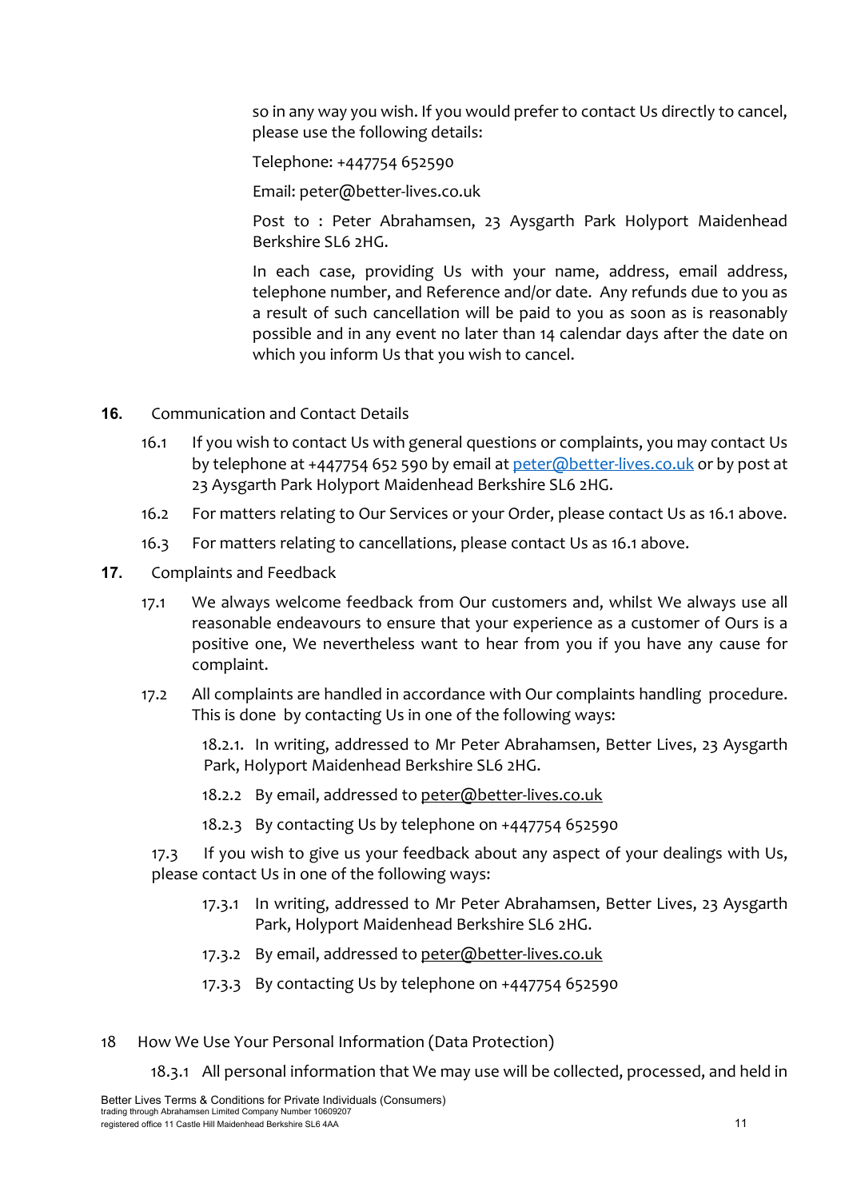so in any way you wish. If you would prefer to contact Us directly to cancel, please use the following details:

Telephone: +447754 652590

Email: peter@better-lives.co.uk

Post to : Peter Abrahamsen, 23 Aysgarth Park Holyport Maidenhead Berkshire SL6 2HG.

In each case, providing Us with your name, address, email address, telephone number, and Reference and/or date. Any refunds due to you as a result of such cancellation will be paid to you as soon as is reasonably possible and in any event no later than 14 calendar days after the date on which you inform Us that you wish to cancel.

**16.** Communication and Contact Details

16.1 If you wish to contact Us with general questions or complaints, you may contact Us by telephone at +447754 652 590 by email at peter@better-lives.co.uk or by post at 23 Aysgarth Park Holyport Maidenhead Berkshire SL6 2HG.

16.2 For matters relating to Our Services or your Order, please contact Us as 16.1 above.

16.3 For matters relating to cancellations, please contact Us as 16.1 above.

**17.** Complaints and Feedback

17.1 We always welcome feedback from Our customers and, whilst We always use all reasonable endeavours to ensure that your experience as a customer of Ours is a positive one, We nevertheless want to hear from you if you have any cause for complaint.

17.2 All complaints are handled in accordance with Our complaints handling procedure. This is done by contacting Us in one of the following ways:

18.2.1. In writing, addressed to Mr Peter Abrahamsen, Better Lives, 23 Aysgarth Park, Holyport Maidenhead Berkshire SL6 2HG.

18.2.2 By email, addressed to peter@better-lives.co.uk

18.2.3 By contacting Us by telephone on +447754 652590

17.3 If you wish to give us your feedback about any aspect of your dealings with Us, please contact Us in one of the following ways:

17.3.1 In writing, addressed to Mr Peter Abrahamsen, Better Lives, 23 Aysgarth Park, Holyport Maidenhead Berkshire SL6 2HG.

17.3.2 By email, addressed to peter@better-lives.co.uk

17.3.3 By contacting Us by telephone on +447754 652590

18 How We Use Your Personal Information (Data Protection)

18.3.1 All personal information that We may use will be collected, processed, and held in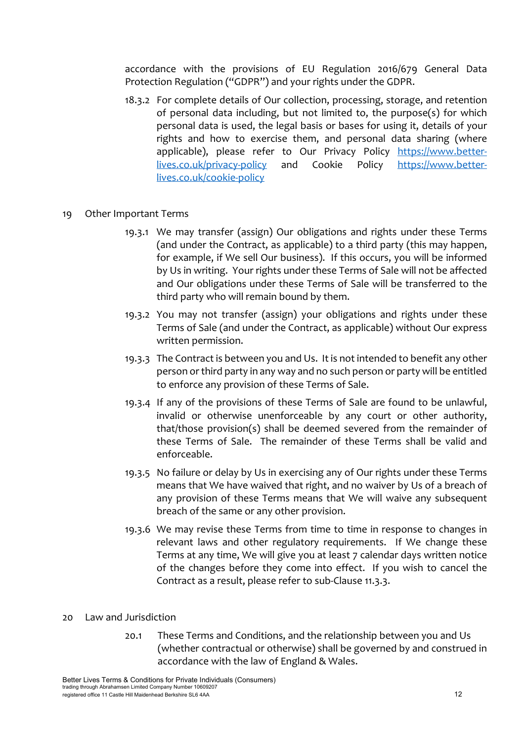accordance with the provisions of EU Regulation 2016/679 General Data Protection Regulation ("GDPR") and your rights under the GDPR.

18.3.2 For complete details of Our collection, processing, storage, and retention of personal data including, but not limited to, the purpose(s) for which personal data is used, the legal basis or bases for using it, details of your rights and how to exercise them, and personal data sharing (where applicable), please refer to Our Privacy Policy [https://www.better-lives.co.uk/privacy-policy](https://www.better-lives.co.uk/privacy-policy) and Cookie Policy [https://www.better-lives.co.uk/cookie-policy](https://www.better-lives.co.uk/cookie-policy)

## 19 Other Important Terms

19.3.1 We may transfer (assign) Our obligations and rights under these Terms (and under the Contract, as applicable) to a third party (this may happen, for example, if We sell Our business). If this occurs, you will be informed by Us in writing. Your rights under these Terms of Sale will not be affected and Our obligations under these Terms of Sale will be transferred to the third party who will remain bound by them.

19.3.2 You may not transfer (assign) your obligations and rights under these Terms of Sale (and under the Contract, as applicable) without Our express written permission.

19.3.3 The Contract is between you and Us. It is not intended to benefit any other person or third party in any way and no such person or party will be entitled to enforce any provision of these Terms of Sale.

19.3.4 If any of the provisions of these Terms of Sale are found to be unlawful, invalid or otherwise unenforceable by any court or other authority, that/those provision(s) shall be deemed severed from the remainder of these Terms of Sale. The remainder of these Terms shall be valid and enforceable.

19.3.5 No failure or delay by Us in exercising any of Our rights under these Terms means that We have waived that right, and no waiver by Us of a breach of any provision of these Terms means that We will waive any subsequent breach of the same or any other provision.

19.3.6 We may revise these Terms from time to time in response to changes in relevant laws and other regulatory requirements. If We change these Terms at any time, We will give you at least 7 calendar days written notice of the changes before they come into effect. If you wish to cancel the Contract as a result, please refer to sub-Clause 11.3.3.

## 20 Law and Jurisdiction

20.1 These Terms and Conditions, and the relationship between you and Us (whether contractual or otherwise) shall be governed by and construed in accordance with the law of England & Wales.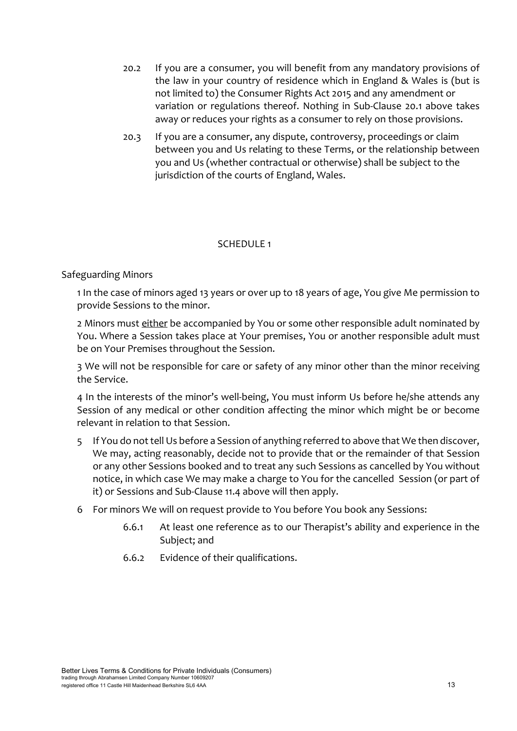20.2 If you are a consumer, you will benefit from any mandatory provisions of the law in your country of residence which in England & Wales is (but is not limited to) the Consumer Rights Act 2015 and any amendment or variation or regulations thereof. Nothing in Sub-Clause 20.1 above takes away or reduces your rights as a consumer to rely on those provisions.

20.3 If you are a consumer, any dispute, controversy, proceedings or claim between you and Us relating to these Terms, or the relationship between you and Us (whether contractual or otherwise) shall be subject to the jurisdiction of the courts of England, Wales.

## SCHEDULE 1

Safeguarding Minors

1 In the case of minors aged 13 years or over up to 18 years of age, You give Me permission to provide Sessions to the minor.

2 Minors must <u>either</u> be accompanied by You or some other responsible adult nominated by You. Where a Session takes place at Your premises, You or another responsible adult must be on Your Premises throughout the Session.

3 We will not be responsible for care or safety of any minor other than the minor receiving the Service.

4 In the interests of the minor's well-being, You must inform Us before he/she attends any Session of any medical or other condition affecting the minor which might be or become relevant in relation to that Session.

5 If You do not tell Us before a Session of anything referred to above that We then discover, We may, acting reasonably, decide not to provide that or the remainder of that Session or any other Sessions booked and to treat any such Sessions as cancelled by You without notice, in which case We may make a charge to You for the cancelled Session (or part of it) or Sessions and Sub-Clause 11.4 above will then apply.

6 For minors We will on request provide to You before You book any Sessions:

6.6.1 At least one reference as to our Therapist's ability and experience in the Subject; and

6.6.2 Evidence of their qualifications.